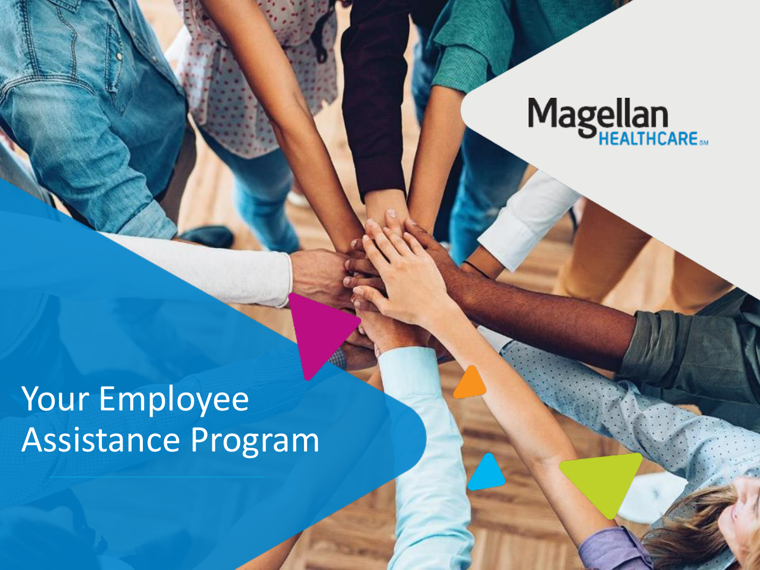Magellan HEALTHCARE℠

# Your Employee Assistance Program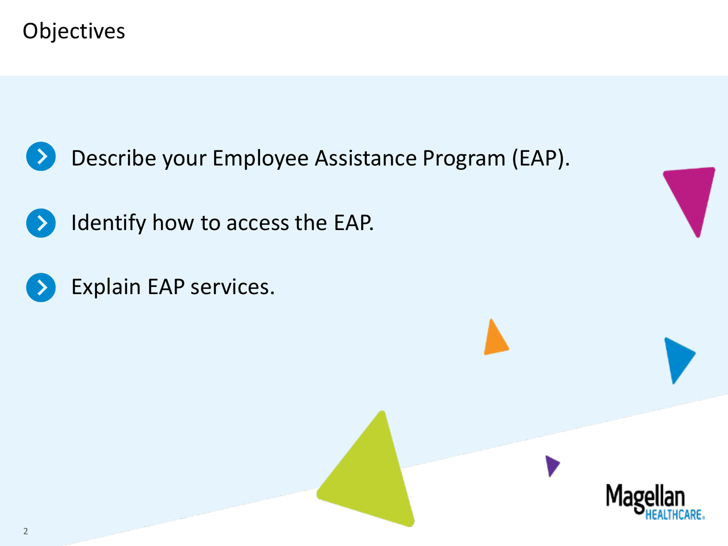# Objectives

- Describe your Employee Assistance Program (EAP).
- Identify how to access the EAP.
- Explain EAP services.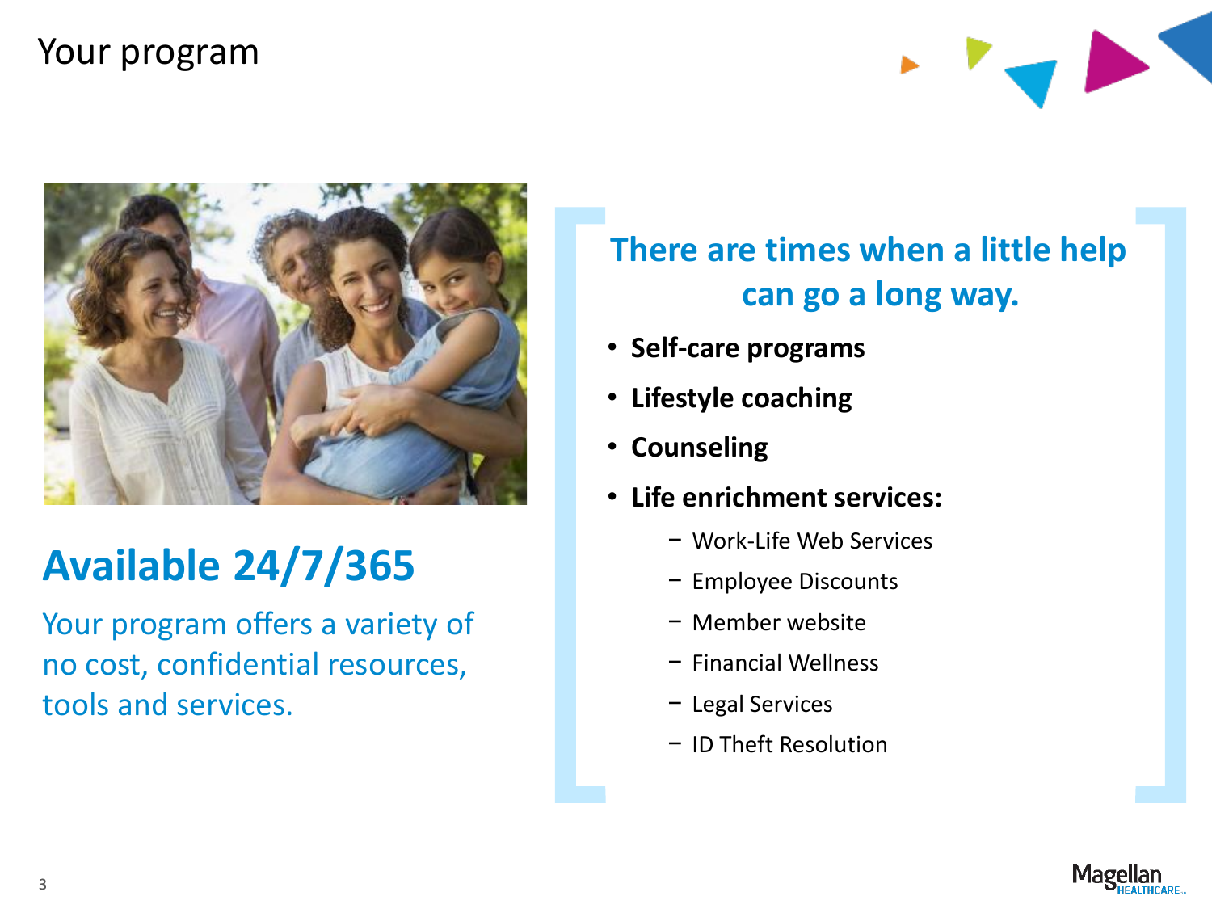# Your program

## Available 24/7/365

Your program offers a variety of no cost, confidential resources, tools and services.

### There are times when a little help can go a long way.

- **Self-care programs**
- **Lifestyle coaching**
- **Counseling**
- **Life enrichment services:**
  - Work-Life Web Services
  - Employee Discounts
  - Member website
  - Financial Wellness
  - Legal Services
  - ID Theft Resolution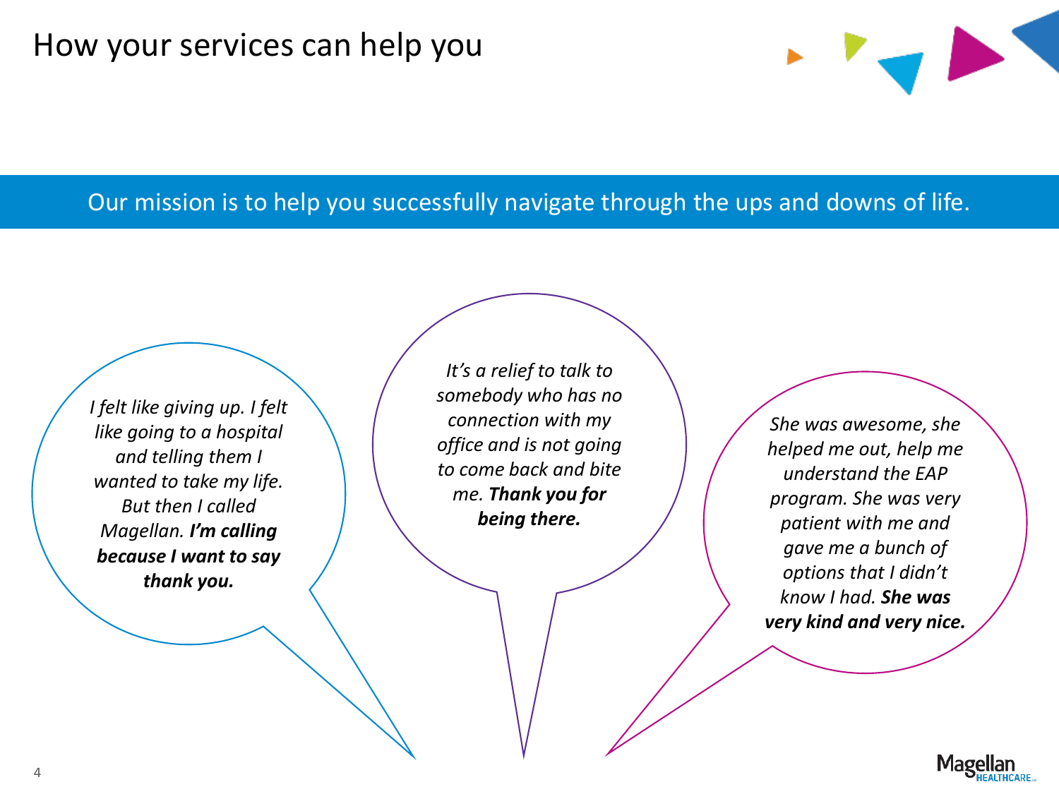# How your services can help you

Our mission is to help you successfully navigate through the ups and downs of life.

*I felt like giving up. I felt like going to a hospital and telling them I wanted to take my life. But then I called Magellan.* ***I'm calling because I want to say thank you.***

*It's a relief to talk to somebody who has no connection with my office and is not going to come back and bite me.* ***Thank you for being there.***

*She was awesome, she helped me out, help me understand the EAP program. She was very patient with me and gave me a bunch of options that I didn't know I had.* ***She was very kind and very nice.***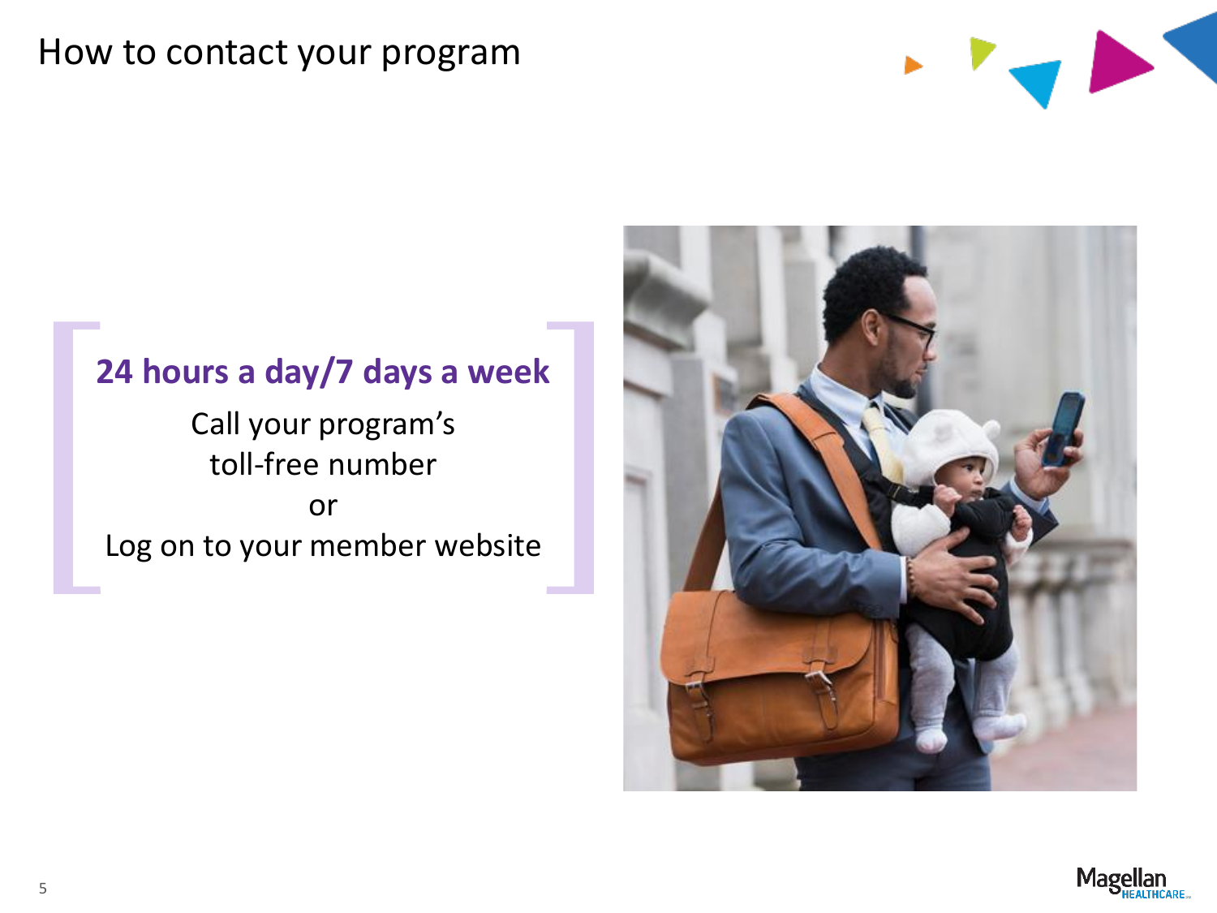# How to contact your program

**24 hours a day/7 days a week**

Call your program's toll-free number

or

Log on to your member website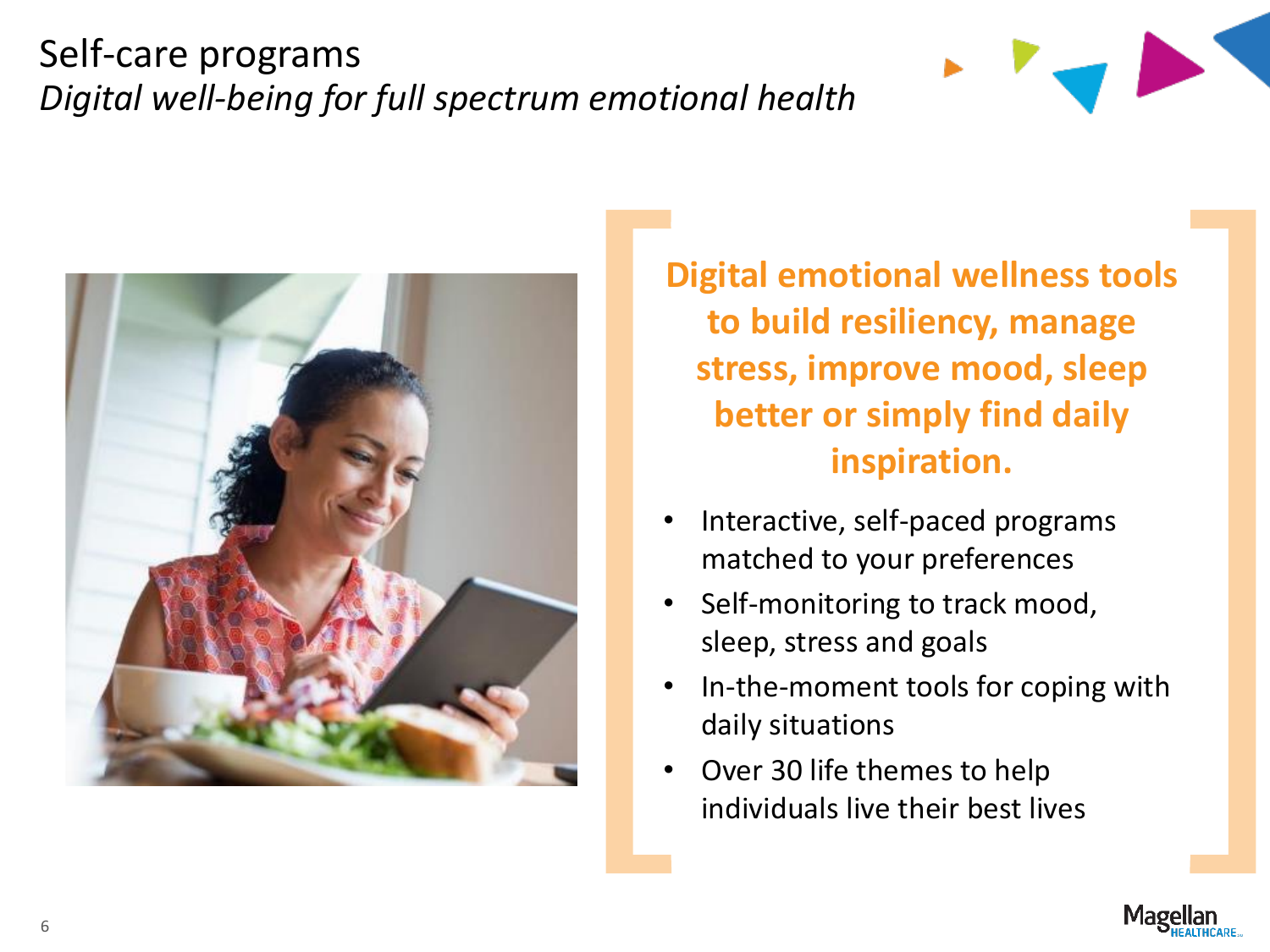# Self-care programs

*Digital well-being for full spectrum emotional health*

**Digital emotional wellness tools to build resiliency, manage stress, improve mood, sleep better or simply find daily inspiration.**

- Interactive, self-paced programs matched to your preferences
- Self-monitoring to track mood, sleep, stress and goals
- In-the-moment tools for coping with daily situations
- Over 30 life themes to help individuals live their best lives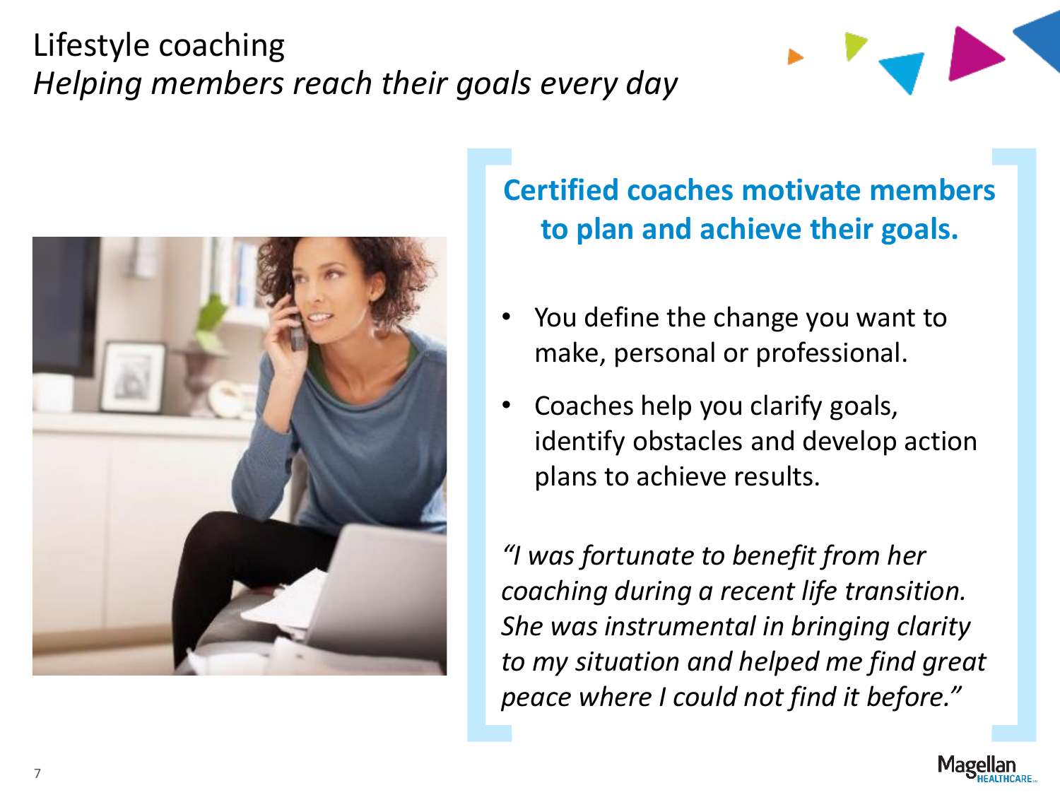# Lifestyle coaching

*Helping members reach their goals every day*

**Certified coaches motivate members to plan and achieve their goals.**

- You define the change you want to make, personal or professional.
- Coaches help you clarify goals, identify obstacles and develop action plans to achieve results.

*"I was fortunate to benefit from her coaching during a recent life transition. She was instrumental in bringing clarity to my situation and helped me find great peace where I could not find it before."*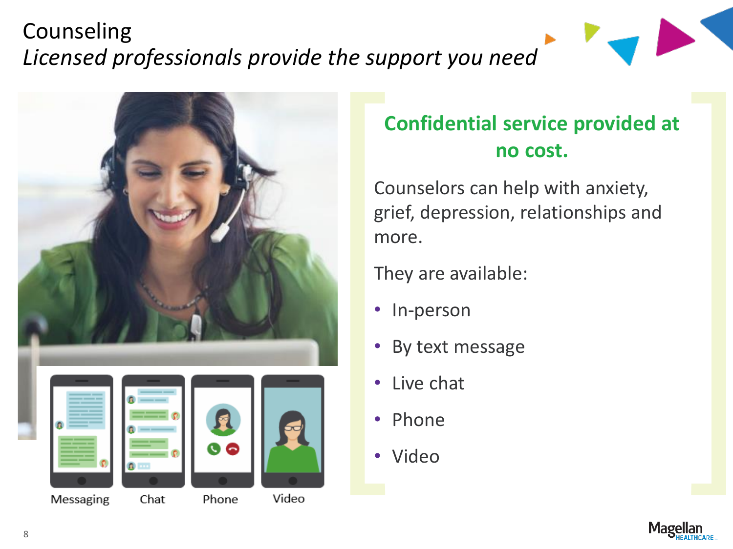# Counseling

*Licensed professionals provide the support you need*

Messaging

Chat

Phone

Video

**Confidential service provided at no cost.**

Counselors can help with anxiety, grief, depression, relationships and more.

They are available:

- In-person
- By text message
- Live chat
- Phone
- Video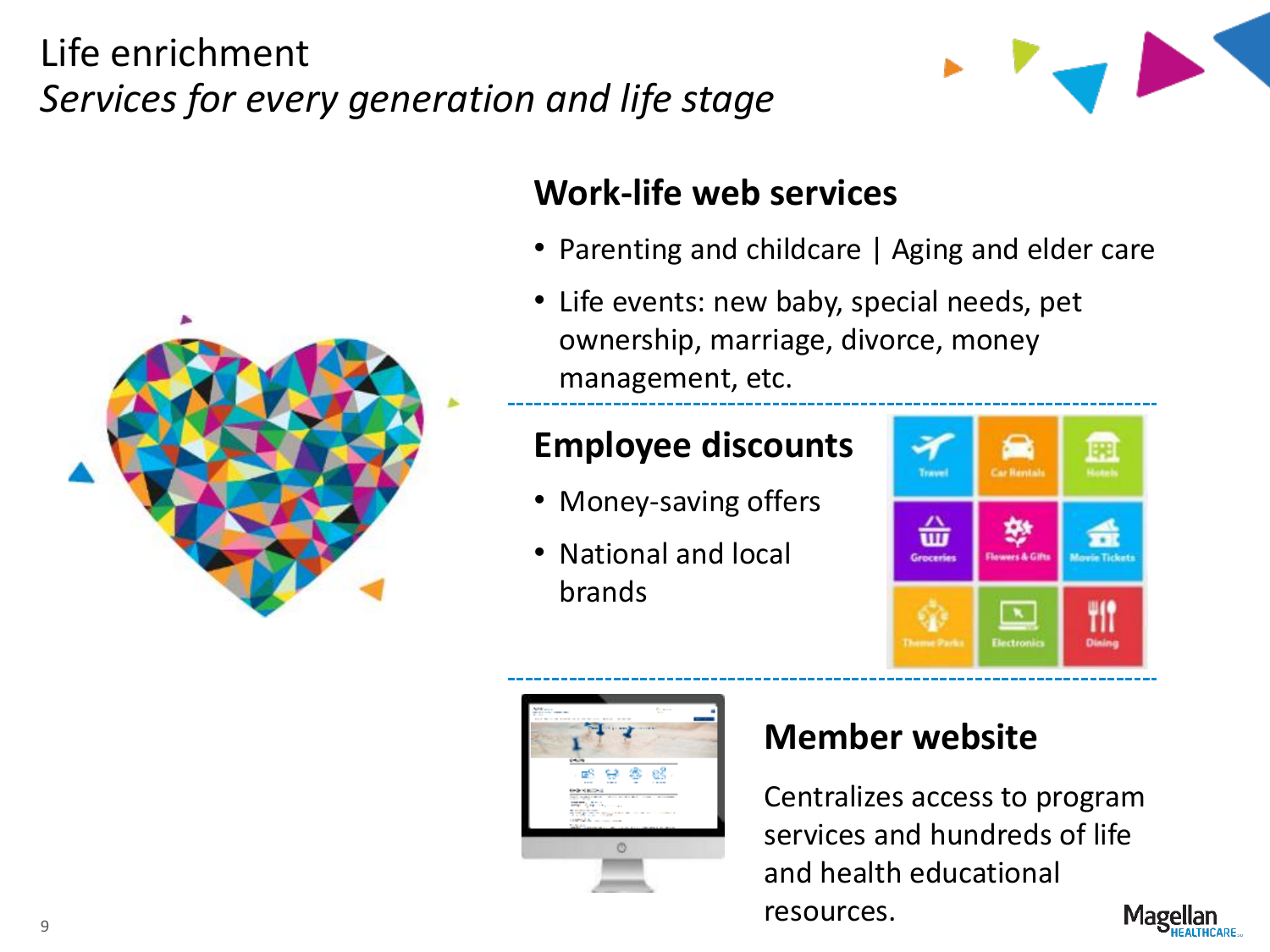# Life enrichment

*Services for every generation and life stage*

## Work-life web services

- Parenting and childcare | Aging and elder care
- Life events: new baby, special needs, pet ownership, marriage, divorce, money management, etc.

## Employee discounts

- Money-saving offers
- National and local brands

Travel | Car Rentals | Hotels | Groceries | Flowers & Gifts | Movie Tickets | Theme Parks | Electronics | Dining

## Member website

Centralizes access to program services and hundreds of life and health educational resources.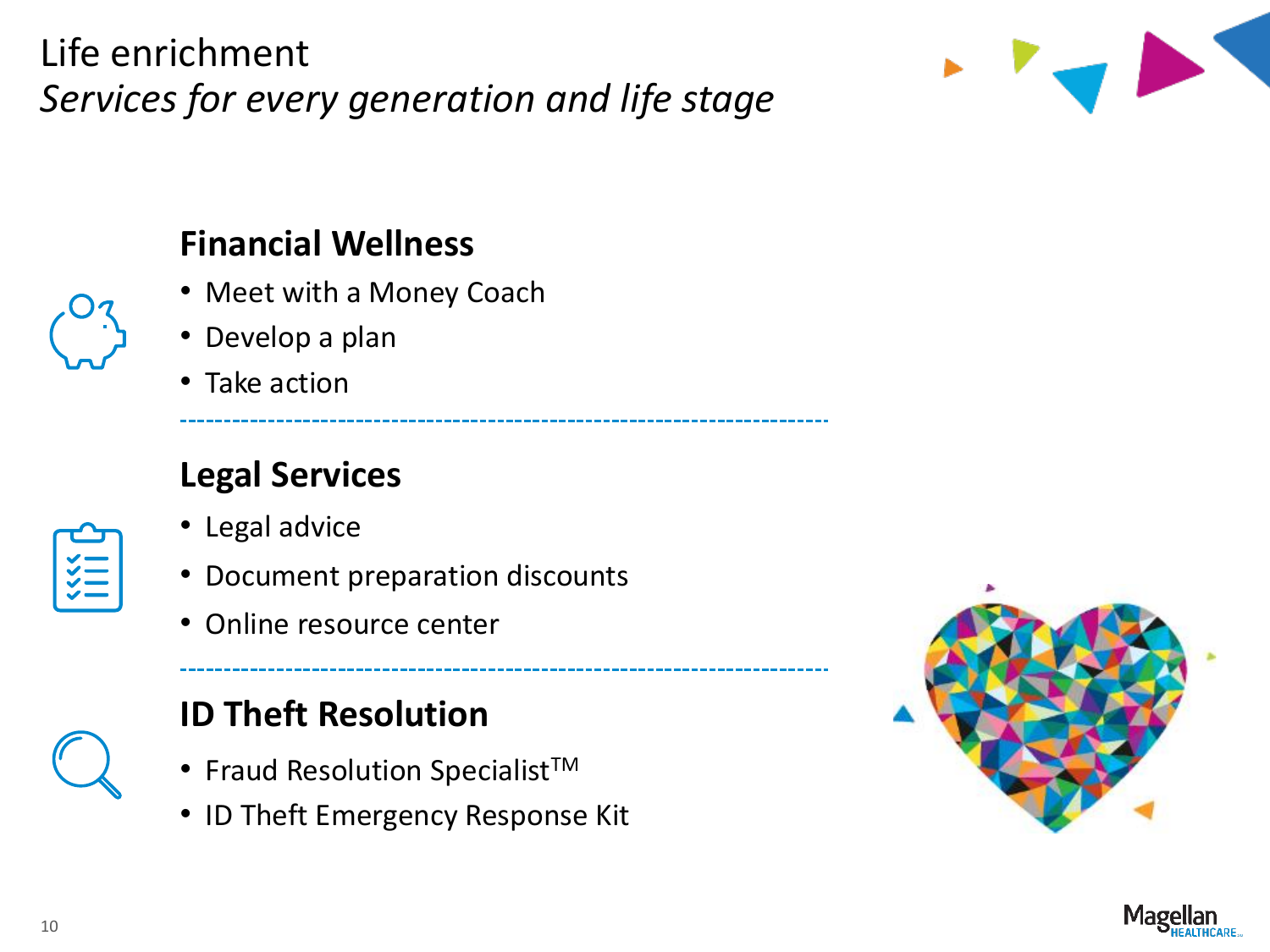# Life enrichment

*Services for every generation and life stage*

## Financial Wellness

- Meet with a Money Coach
- Develop a plan
- Take action

## Legal Services

- Legal advice
- Document preparation discounts
- Online resource center

## ID Theft Resolution

- Fraud Resolution Specialist™
- ID Theft Emergency Response Kit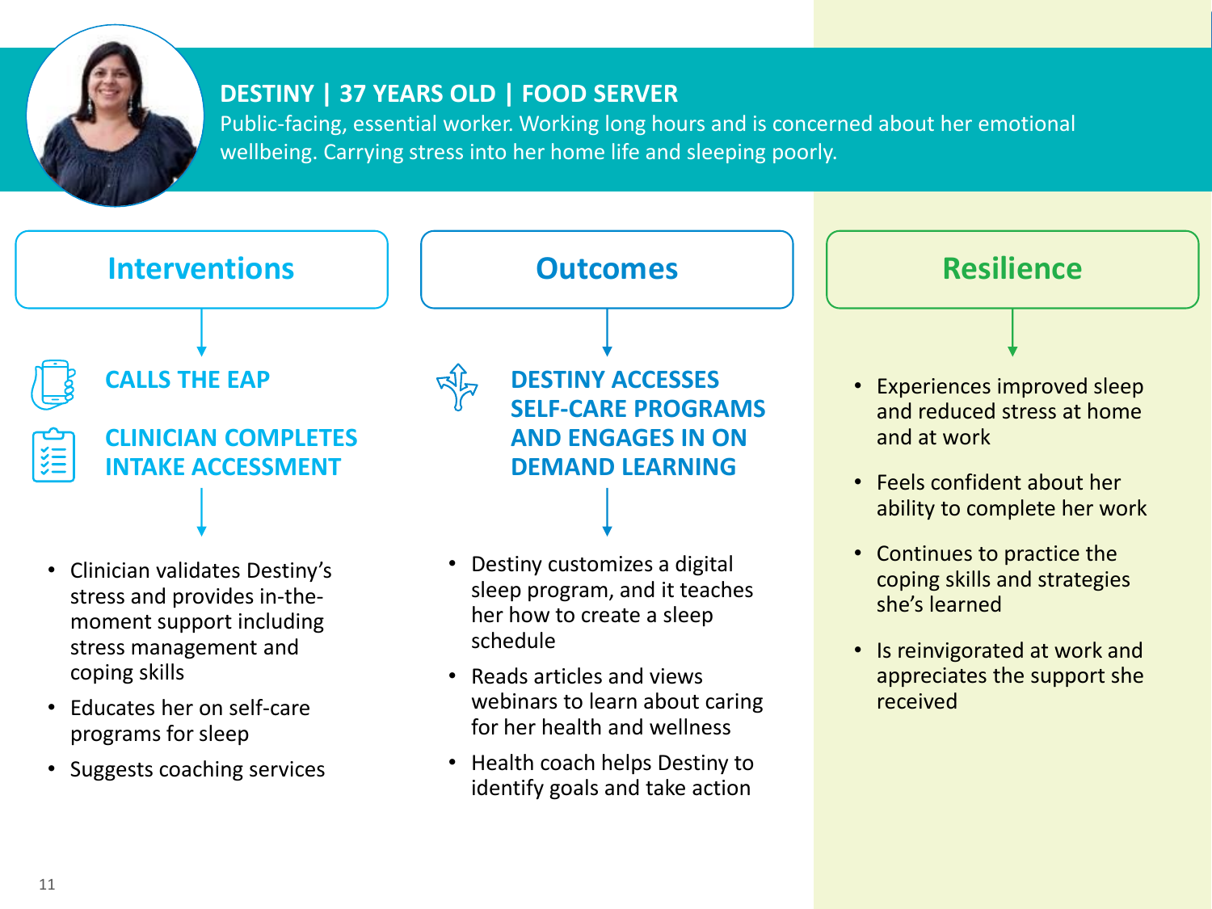## DESTINY | 37 YEARS OLD | FOOD SERVER

Public-facing, essential worker. Working long hours and is concerned about her emotional wellbeing. Carrying stress into her home life and sleeping poorly.

### Interventions

**CALLS THE EAP**

**CLINICIAN COMPLETES INTAKE ACCESSMENT**

- Clinician validates Destiny's stress and provides in-the-moment support including stress management and coping skills
- Educates her on self-care programs for sleep
- Suggests coaching services

### Outcomes

**DESTINY ACCESSES SELF-CARE PROGRAMS AND ENGAGES IN ON DEMAND LEARNING**

- Destiny customizes a digital sleep program, and it teaches her how to create a sleep schedule
- Reads articles and views webinars to learn about caring for her health and wellness
- Health coach helps Destiny to identify goals and take action

### Resilience

- Experiences improved sleep and reduced stress at home and at work
- Feels confident about her ability to complete her work
- Continues to practice the coping skills and strategies she's learned
- Is reinvigorated at work and appreciates the support she received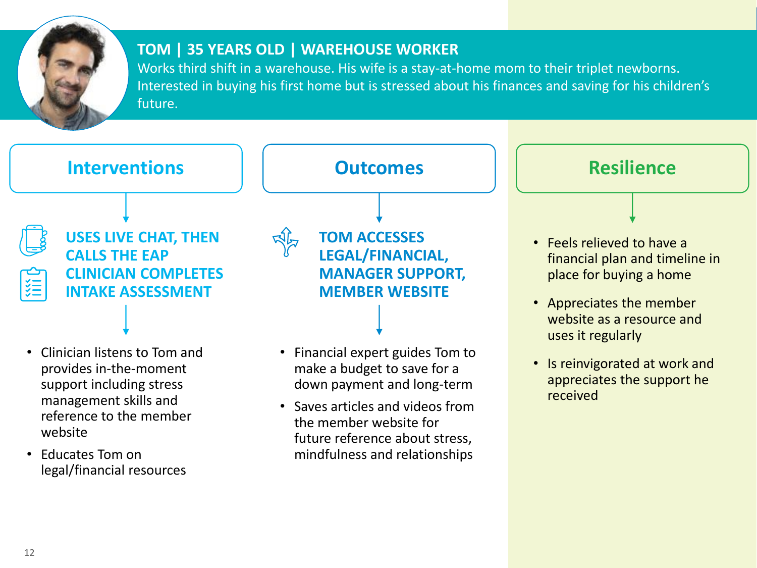# TOM | 35 YEARS OLD | WAREHOUSE WORKER

Works third shift in a warehouse. His wife is a stay-at-home mom to their triplet newborns. Interested in buying his first home but is stressed about his finances and saving for his children's future.

## Interventions

### USES LIVE CHAT, THEN CALLS THE EAP CLINICIAN COMPLETES INTAKE ASSESSMENT

- Clinician listens to Tom and provides in-the-moment support including stress management skills and reference to the member website
- Educates Tom on legal/financial resources

## Outcomes

### TOM ACCESSES LEGAL/FINANCIAL, MANAGER SUPPORT, MEMBER WEBSITE

- Financial expert guides Tom to make a budget to save for a down payment and long-term
- Saves articles and videos from the member website for future reference about stress, mindfulness and relationships

## Resilience

- Feels relieved to have a financial plan and timeline in place for buying a home
- Appreciates the member website as a resource and uses it regularly
- Is reinvigorated at work and appreciates the support he received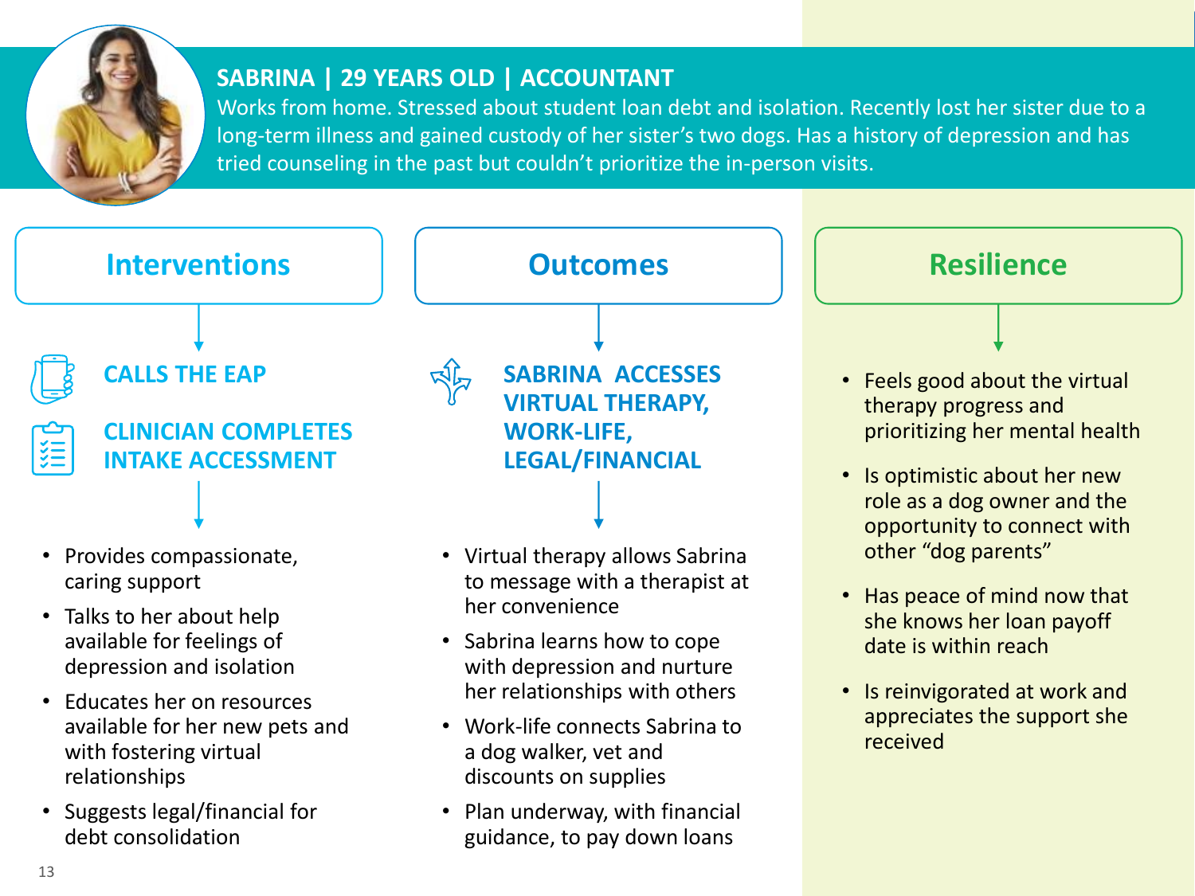## SABRINA | 29 YEARS OLD | ACCOUNTANT

Works from home. Stressed about student loan debt and isolation. Recently lost her sister due to a long-term illness and gained custody of her sister's two dogs. Has a history of depression and has tried counseling in the past but couldn't prioritize the in-person visits.

### Interventions

**CALLS THE EAP**

**CLINICIAN COMPLETES INTAKE ACCESSMENT**

- Provides compassionate, caring support
- Talks to her about help available for feelings of depression and isolation
- Educates her on resources available for her new pets and with fostering virtual relationships
- Suggests legal/financial for debt consolidation

### Outcomes

**SABRINA ACCESSES VIRTUAL THERAPY, WORK-LIFE, LEGAL/FINANCIAL**

- Virtual therapy allows Sabrina to message with a therapist at her convenience
- Sabrina learns how to cope with depression and nurture her relationships with others
- Work-life connects Sabrina to a dog walker, vet and discounts on supplies
- Plan underway, with financial guidance, to pay down loans

### Resilience

- Feels good about the virtual therapy progress and prioritizing her mental health
- Is optimistic about her new role as a dog owner and the opportunity to connect with other "dog parents"
- Has peace of mind now that she knows her loan payoff date is within reach
- Is reinvigorated at work and appreciates the support she received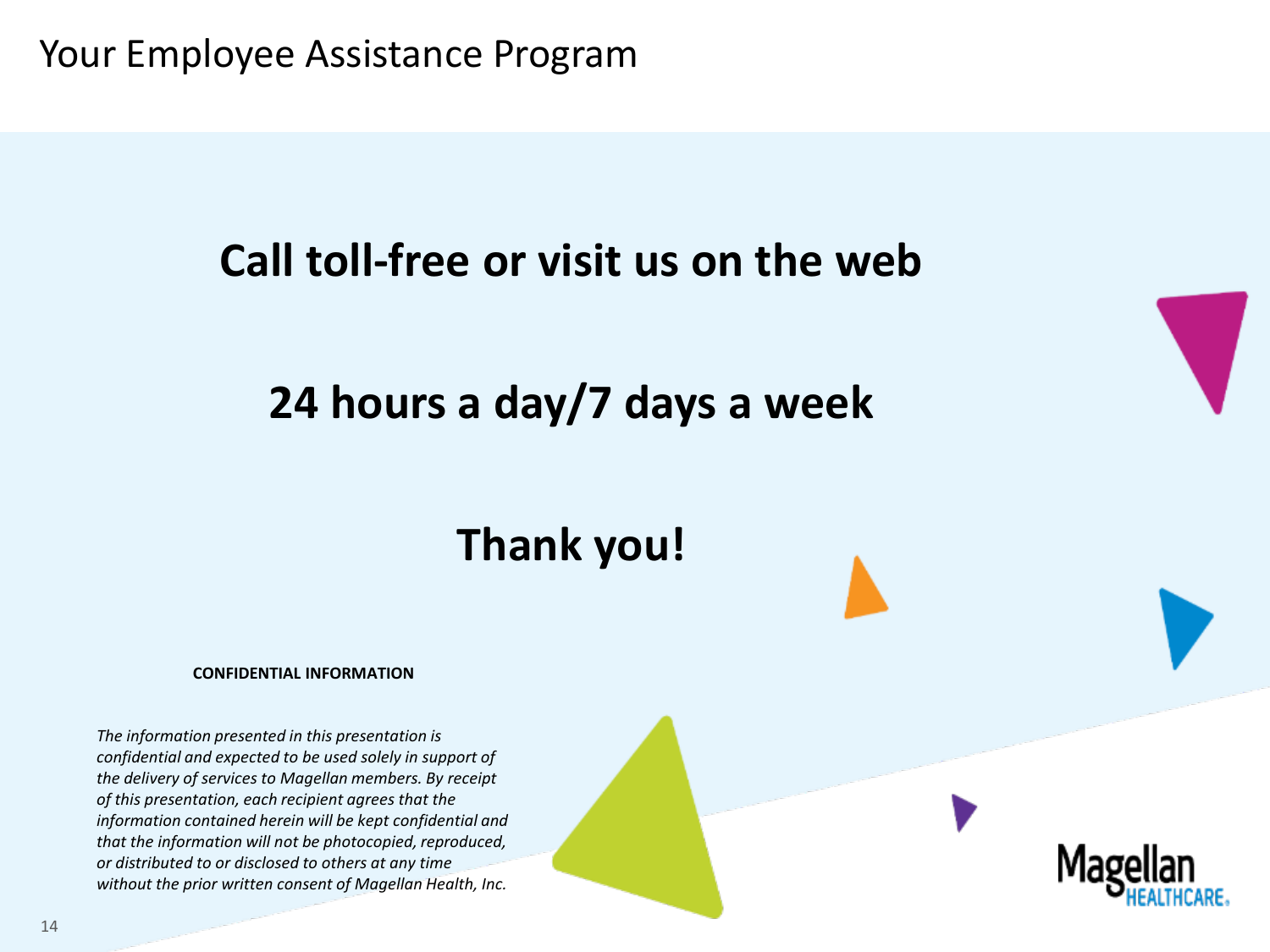# Your Employee Assistance Program

**Call toll-free or visit us on the web**

**24 hours a day/7 days a week**

**Thank you!**

**CONFIDENTIAL INFORMATION**

*The information presented in this presentation is confidential and expected to be used solely in support of the delivery of services to Magellan members. By receipt of this presentation, each recipient agrees that the information contained herein will be kept confidential and that the information will not be photocopied, reproduced, or distributed to or disclosed to others at any time without the prior written consent of Magellan Health, Inc.*

Magellan HEALTHCARE.